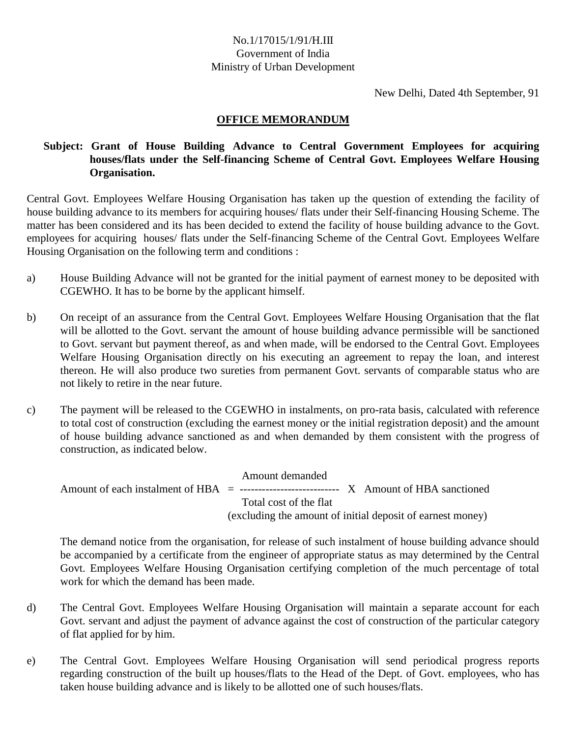No.1/17015/1/91/H.III
Government of India
Ministry of Urban Development

New Delhi, Dated 4th September, 91

## OFFICE MEMORANDUM

**Subject: Grant of House Building Advance to Central Government Employees for acquiring houses/flats under the Self-financing Scheme of Central Govt. Employees Welfare Housing Organisation.**

Central Govt. Employees Welfare Housing Organisation has taken up the question of extending the facility of house building advance to its members for acquiring houses/ flats under their Self-financing Housing Scheme. The matter has been considered and its has been decided to extend the facility of house building advance to the Govt. employees for acquiring houses/ flats under the Self-financing Scheme of the Central Govt. Employees Welfare Housing Organisation on the following term and conditions :

a) House Building Advance will not be granted for the initial payment of earnest money to be deposited with CGEWHO. It has to be borne by the applicant himself.

b) On receipt of an assurance from the Central Govt. Employees Welfare Housing Organisation that the flat will be allotted to the Govt. servant the amount of house building advance permissible will be sanctioned to Govt. servant but payment thereof, as and when made, will be endorsed to the Central Govt. Employees Welfare Housing Organisation directly on his executing an agreement to repay the loan, and interest thereon. He will also produce two sureties from permanent Govt. servants of comparable status who are not likely to retire in the near future.

c) The payment will be released to the CGEWHO in instalments, on pro-rata basis, calculated with reference to total cost of construction (excluding the earnest money or the initial registration deposit) and the amount of house building advance sanctioned as and when demanded by them consistent with the progress of construction, as indicated below.

$$\text{Amount of each instalment of HBA} = \frac{\text{Amount demanded}}{\text{Total cost of the flat}} \times \text{Amount of HBA sanctioned}$$

(excluding the amount of initial deposit of earnest money)

The demand notice from the organisation, for release of such instalment of house building advance should be accompanied by a certificate from the engineer of appropriate status as may determined by the Central Govt. Employees Welfare Housing Organisation certifying completion of the much percentage of total work for which the demand has been made.

d) The Central Govt. Employees Welfare Housing Organisation will maintain a separate account for each Govt. servant and adjust the payment of advance against the cost of construction of the particular category of flat applied for by him.

e) The Central Govt. Employees Welfare Housing Organisation will send periodical progress reports regarding construction of the built up houses/flats to the Head of the Dept. of Govt. employees, who has taken house building advance and is likely to be allotted one of such houses/flats.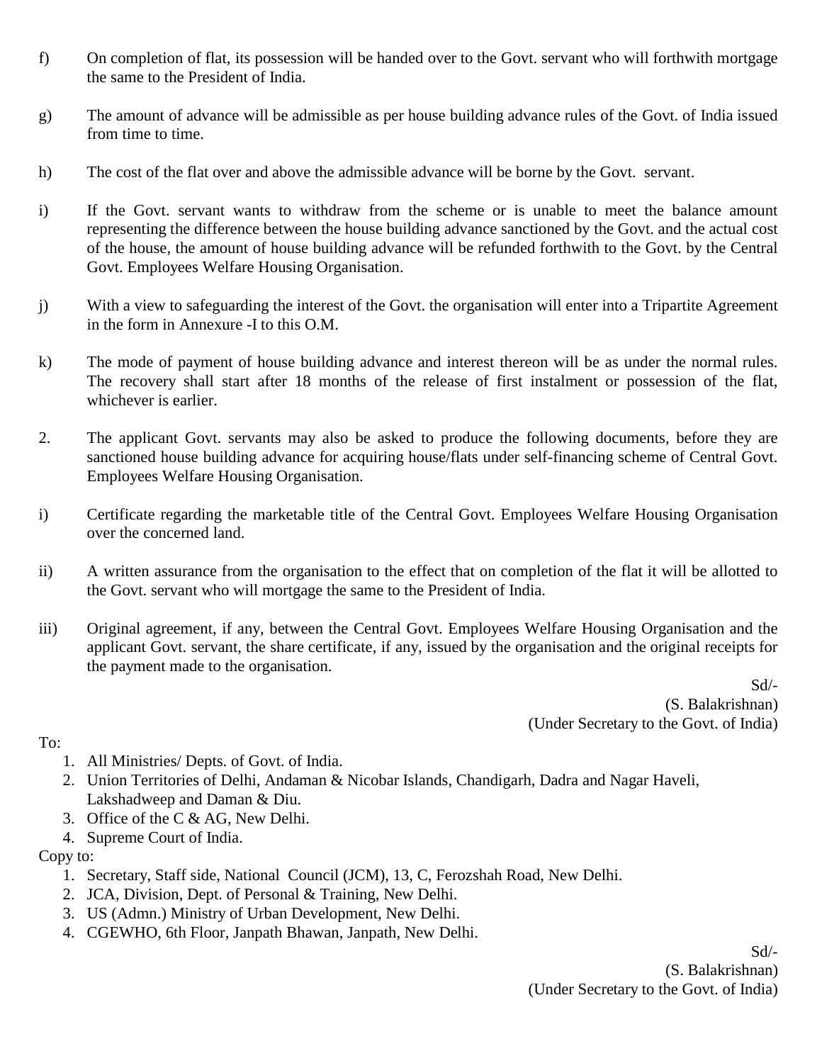f) On completion of flat, its possession will be handed over to the Govt. servant who will forthwith mortgage the same to the President of India.

g) The amount of advance will be admissible as per house building advance rules of the Govt. of India issued from time to time.

h) The cost of the flat over and above the admissible advance will be borne by the Govt. servant.

i) If the Govt. servant wants to withdraw from the scheme or is unable to meet the balance amount representing the difference between the house building advance sanctioned by the Govt. and the actual cost of the house, the amount of house building advance will be refunded forthwith to the Govt. by the Central Govt. Employees Welfare Housing Organisation.

j) With a view to safeguarding the interest of the Govt. the organisation will enter into a Tripartite Agreement in the form in Annexure -I to this O.M.

k) The mode of payment of house building advance and interest thereon will be as under the normal rules. The recovery shall start after 18 months of the release of first instalment or possession of the flat, whichever is earlier.

2. The applicant Govt. servants may also be asked to produce the following documents, before they are sanctioned house building advance for acquiring house/flats under self-financing scheme of Central Govt. Employees Welfare Housing Organisation.

i) Certificate regarding the marketable title of the Central Govt. Employees Welfare Housing Organisation over the concerned land.

ii) A written assurance from the organisation to the effect that on completion of the flat it will be allotted to the Govt. servant who will mortgage the same to the President of India.

iii) Original agreement, if any, between the Central Govt. Employees Welfare Housing Organisation and the applicant Govt. servant, the share certificate, if any, issued by the organisation and the original receipts for the payment made to the organisation.

Sd/-
(S. Balakrishnan)
(Under Secretary to the Govt. of India)

To:

1. All Ministries/ Depts. of Govt. of India.
2. Union Territories of Delhi, Andaman & Nicobar Islands, Chandigarh, Dadra and Nagar Haveli, Lakshadweep and Daman & Diu.
3. Office of the C & AG, New Delhi.
4. Supreme Court of India.

Copy to:

1. Secretary, Staff side, National Council (JCM), 13, C, Ferozshah Road, New Delhi.
2. JCA, Division, Dept. of Personal & Training, New Delhi.
3. US (Admn.) Ministry of Urban Development, New Delhi.
4. CGEWHO, 6th Floor, Janpath Bhawan, Janpath, New Delhi.

Sd/-
(S. Balakrishnan)
(Under Secretary to the Govt. of India)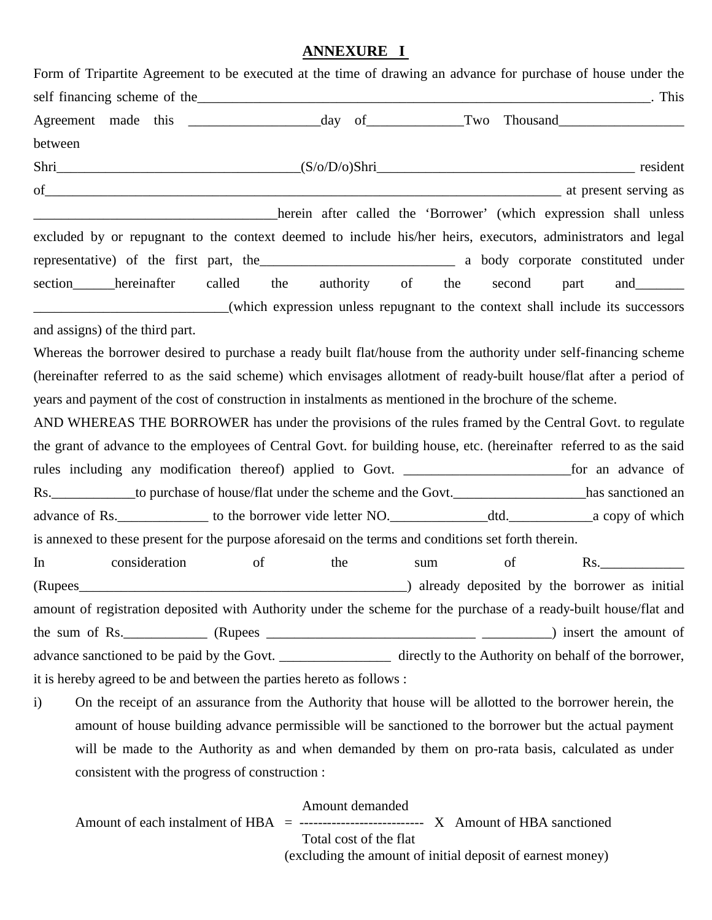**ANNEXURE I**

Form of Tripartite Agreement to be executed at the time of drawing an advance for purchase of house under the self financing scheme of the______________________________________________________________________. This Agreement made this ___________________day of______________Two Thousand__________________ between

Shri___________________________________(S/o/D/o)Shri_____________________________________ resident of____________________________________________________________________________ at present serving as ___________________________________herein after called the 'Borrower' (which expression shall unless excluded by or repugnant to the context deemed to include his/her heirs, executors, administrators and legal representative) of the first part, the____________________________ a body corporate constituted under section______hereinafter called the authority of the second part and_______ ____________________________(which expression unless repugnant to the context shall include its successors and assigns) of the third part.

Whereas the borrower desired to purchase a ready built flat/house from the authority under self-financing scheme (hereinafter referred to as the said scheme) which envisages allotment of ready-built house/flat after a period of years and payment of the cost of construction in instalments as mentioned in the brochure of the scheme.

AND WHEREAS THE BORROWER has under the provisions of the rules framed by the Central Govt. to regulate the grant of advance to the employees of Central Govt. for building house, etc. (hereinafter referred to as the said rules including any modification thereof) applied to Govt. ________________________for an advance of Rs.____________to purchase of house/flat under the scheme and the Govt.___________________has sanctioned an advance of Rs._____________ to the borrower vide letter NO.______________dtd.____________a copy of which is annexed to these present for the purpose aforesaid on the terms and conditions set forth therein.

In consideration of the sum of Rs.____________ (Rupees_________________________________________________) already deposited by the borrower as initial amount of registration deposited with Authority under the scheme for the purchase of a ready-built house/flat and the sum of Rs.____________ (Rupees ______________________________ __________) insert the amount of advance sanctioned to be paid by the Govt. ________________ directly to the Authority on behalf of the borrower, it is hereby agreed to be and between the parties hereto as follows :

i) On the receipt of an assurance from the Authority that house will be allotted to the borrower herein, the amount of house building advance permissible will be sanctioned to the borrower but the actual payment will be made to the Authority as and when demanded by them on pro-rata basis, calculated as under consistent with the progress of construction :

$$\text{Amount of each instalment of HBA} = \frac{\text{Amount demanded}}{\text{Total cost of the flat}} \times \text{Amount of HBA sanctioned}$$

(excluding the amount of initial deposit of earnest money)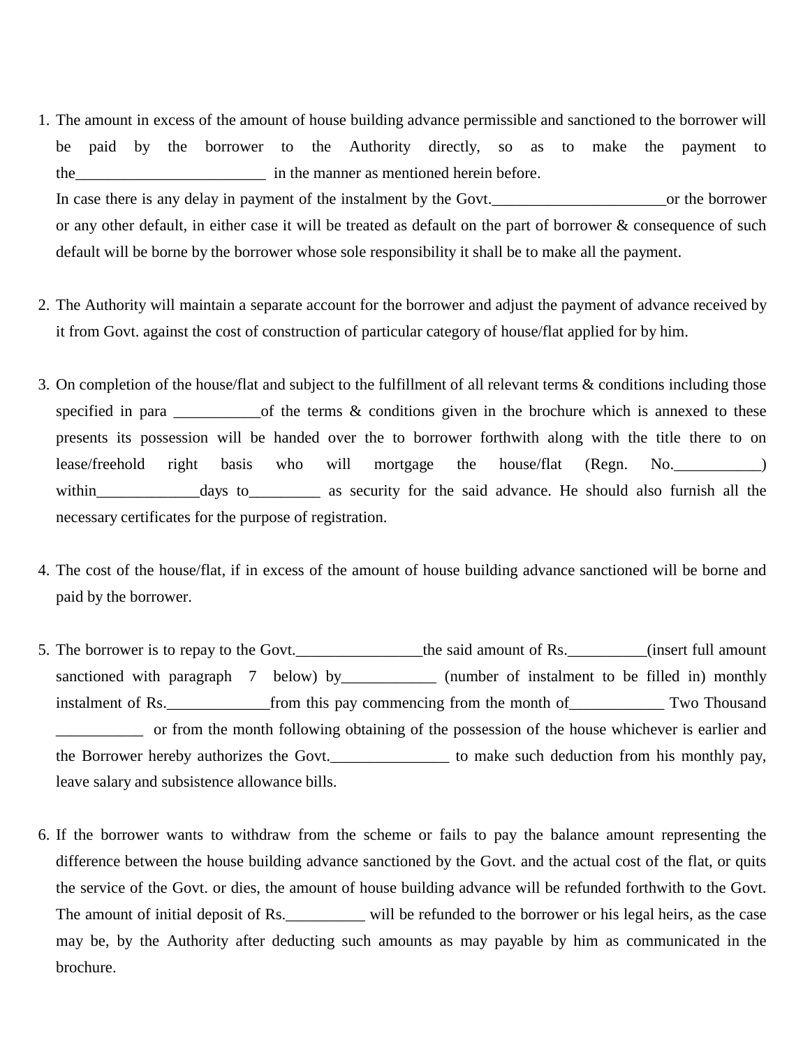1. The amount in excess of the amount of house building advance permissible and sanctioned to the borrower will be paid by the borrower to the Authority directly, so as to make the payment to the________________________ in the manner as mentioned herein before.

   In case there is any delay in payment of the instalment by the Govt.______________________or the borrower or any other default, in either case it will be treated as default on the part of borrower & consequence of such default will be borne by the borrower whose sole responsibility it shall be to make all the payment.

2. The Authority will maintain a separate account for the borrower and adjust the payment of advance received by it from Govt. against the cost of construction of particular category of house/flat applied for by him.

3. On completion of the house/flat and subject to the fulfillment of all relevant terms & conditions including those specified in para ___________of the terms & conditions given in the brochure which is annexed to these presents its possession will be handed over the to borrower forthwith along with the title there to on lease/freehold right basis who will mortgage the house/flat (Regn. No.___________) within_____________days to_________ as security for the said advance. He should also furnish all the necessary certificates for the purpose of registration.

4. The cost of the house/flat, if in excess of the amount of house building advance sanctioned will be borne and paid by the borrower.

5. The borrower is to repay to the Govt.________________the said amount of Rs.__________(insert full amount sanctioned with paragraph 7 below) by____________ (number of instalment to be filled in) monthly instalment of Rs._____________from this pay commencing from the month of____________ Two Thousand ___________ or from the month following obtaining of the possession of the house whichever is earlier and the Borrower hereby authorizes the Govt._______________ to make such deduction from his monthly pay, leave salary and subsistence allowance bills.

6. If the borrower wants to withdraw from the scheme or fails to pay the balance amount representing the difference between the house building advance sanctioned by the Govt. and the actual cost of the flat, or quits the service of the Govt. or dies, the amount of house building advance will be refunded forthwith to the Govt. The amount of initial deposit of Rs.__________ will be refunded to the borrower or his legal heirs, as the case may be, by the Authority after deducting such amounts as may payable by him as communicated in the brochure.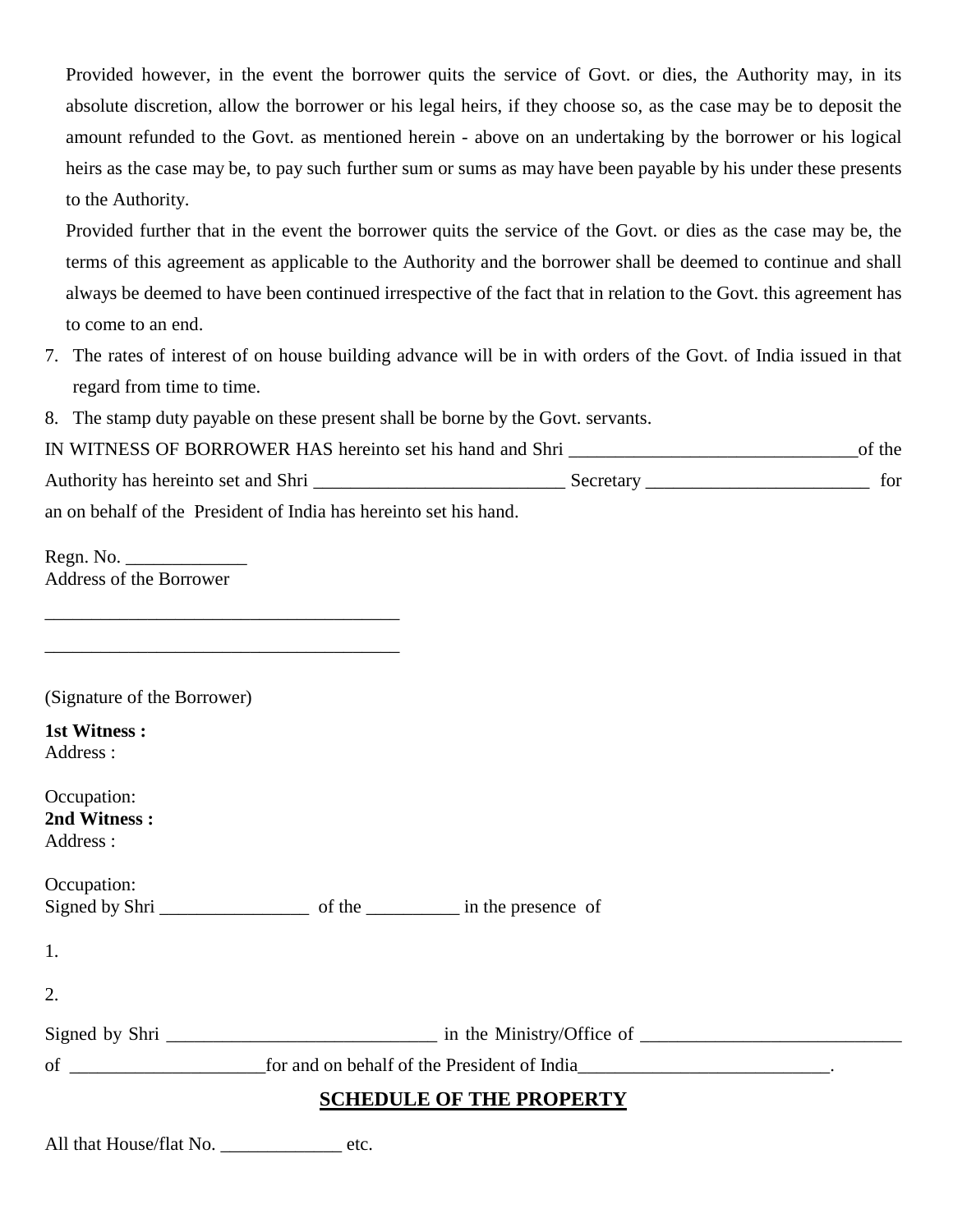Provided however, in the event the borrower quits the service of Govt. or dies, the Authority may, in its absolute discretion, allow the borrower or his legal heirs, if they choose so, as the case may be to deposit the amount refunded to the Govt. as mentioned herein - above on an undertaking by the borrower or his logical heirs as the case may be, to pay such further sum or sums as may have been payable by his under these presents to the Authority.

Provided further that in the event the borrower quits the service of the Govt. or dies as the case may be, the terms of this agreement as applicable to the Authority and the borrower shall be deemed to continue and shall always be deemed to have been continued irrespective of the fact that in relation to the Govt. this agreement has to come to an end.

7. The rates of interest of on house building advance will be in with orders of the Govt. of India issued in that regard from time to time.
8. The stamp duty payable on these present shall be borne by the Govt. servants.

IN WITNESS OF BORROWER HAS hereinto set his hand and Shri _______________________________of the Authority has hereinto set and Shri ___________________________ Secretary ________________________ for an on behalf of the President of India has hereinto set his hand.

Regn. No. _____________
Address of the Borrower

______________________________________

______________________________________

(Signature of the Borrower)

**1st Witness :**
Address :

Occupation:
**2nd Witness :**
Address :

Occupation:
Signed by Shri ________________ of the __________ in the presence of

1.

2.

Signed by Shri _____________________________ in the Ministry/Office of ____________________________ of _____________________for and on behalf of the President of India__________________________.

## SCHEDULE OF THE PROPERTY

All that House/flat No. _____________ etc.